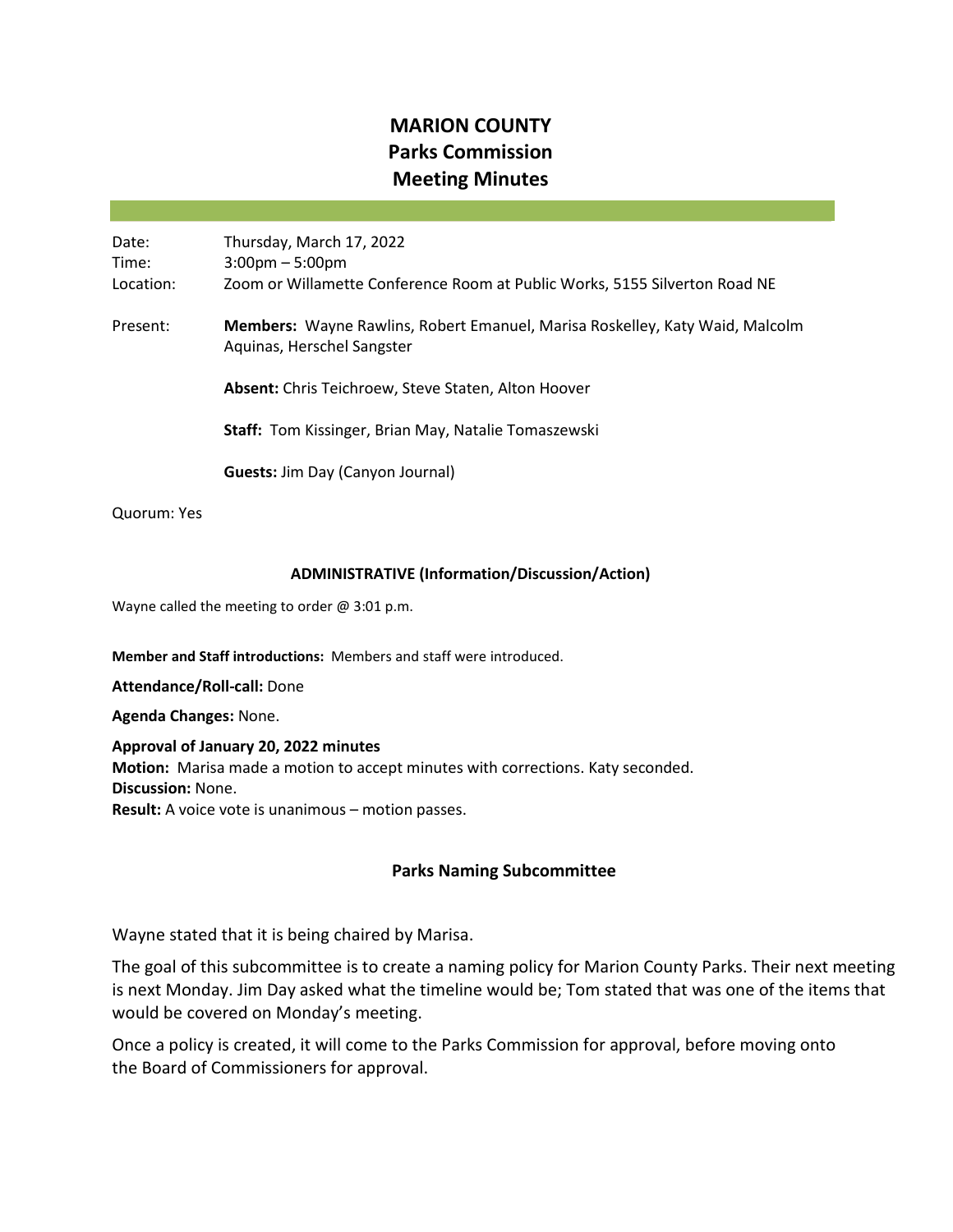# MARION COUNTY
# Parks Commission
# Meeting Minutes

| | |
|---|---|
| Date: | Thursday, March 17, 2022 |
| Time: | 3:00pm – 5:00pm |
| Location: | Zoom or Willamette Conference Room at Public Works, 5155 Silverton Road NE |
| Present: | **Members:** Wayne Rawlins, Robert Emanuel, Marisa Roskelley, Katy Waid, Malcolm Aquinas, Herschel Sangster |
| | **Absent:** Chris Teichroew, Steve Staten, Alton Hoover |
| | **Staff:** Tom Kissinger, Brian May, Natalie Tomaszewski |
| | **Guests:** Jim Day (Canyon Journal) |

Quorum: Yes

### ADMINISTRATIVE (Information/Discussion/Action)

Wayne called the meeting to order @ 3:01 p.m.

**Member and Staff introductions:** Members and staff were introduced.

**Attendance/Roll-call:** Done

**Agenda Changes:** None.

**Approval of January 20, 2022 minutes**
**Motion:** Marisa made a motion to accept minutes with corrections. Katy seconded.
**Discussion:** None.
**Result:** A voice vote is unanimous – motion passes.

### Parks Naming Subcommittee

Wayne stated that it is being chaired by Marisa.

The goal of this subcommittee is to create a naming policy for Marion County Parks. Their next meeting is next Monday. Jim Day asked what the timeline would be; Tom stated that was one of the items that would be covered on Monday's meeting.

Once a policy is created, it will come to the Parks Commission for approval, before moving onto the Board of Commissioners for approval.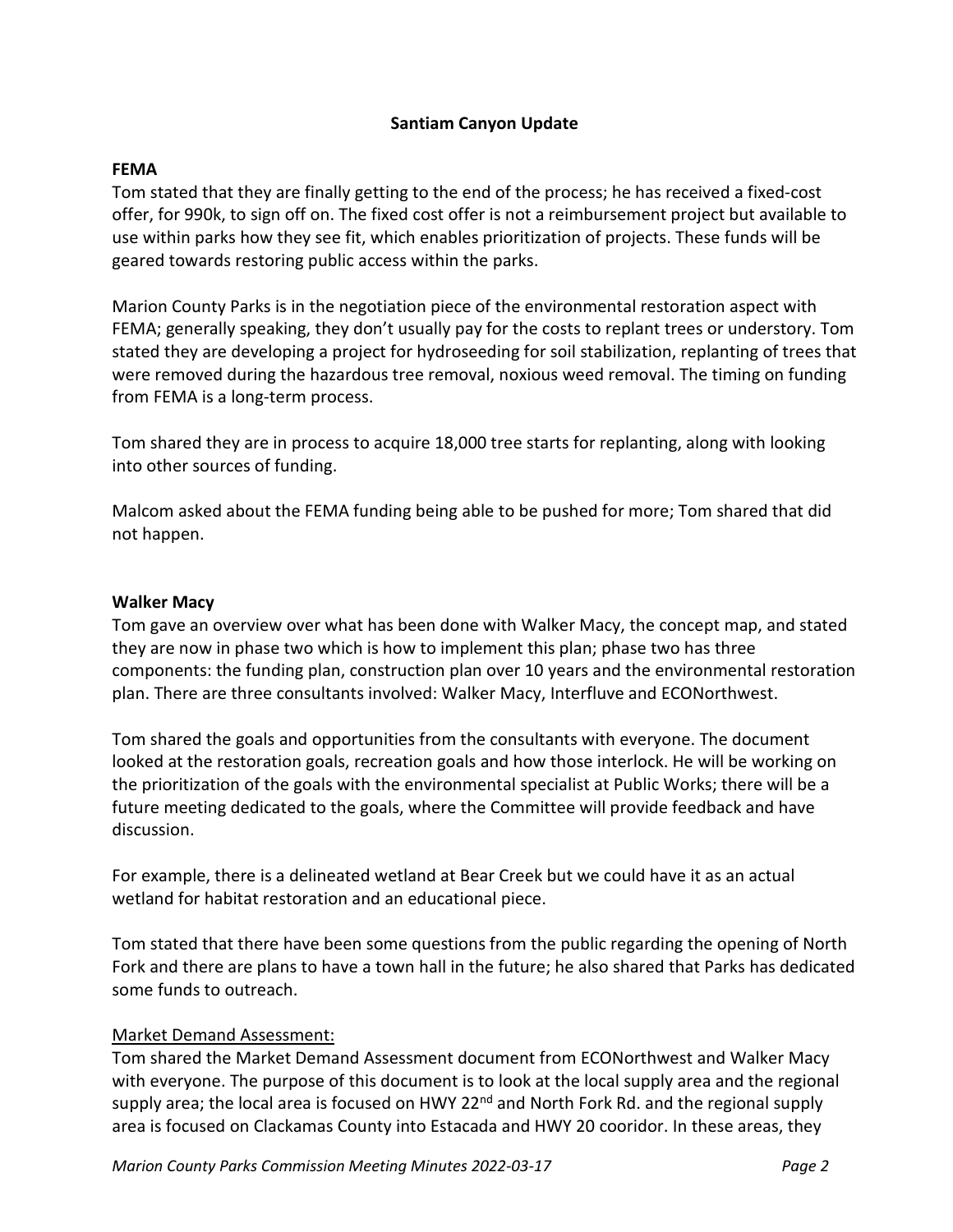## Santiam Canyon Update

### FEMA

Tom stated that they are finally getting to the end of the process; he has received a fixed-cost offer, for 990k, to sign off on. The fixed cost offer is not a reimbursement project but available to use within parks how they see fit, which enables prioritization of projects. These funds will be geared towards restoring public access within the parks.

Marion County Parks is in the negotiation piece of the environmental restoration aspect with FEMA; generally speaking, they don't usually pay for the costs to replant trees or understory. Tom stated they are developing a project for hydroseeding for soil stabilization, replanting of trees that were removed during the hazardous tree removal, noxious weed removal. The timing on funding from FEMA is a long-term process.

Tom shared they are in process to acquire 18,000 tree starts for replanting, along with looking into other sources of funding.

Malcom asked about the FEMA funding being able to be pushed for more; Tom shared that did not happen.

### Walker Macy

Tom gave an overview over what has been done with Walker Macy, the concept map, and stated they are now in phase two which is how to implement this plan; phase two has three components: the funding plan, construction plan over 10 years and the environmental restoration plan. There are three consultants involved: Walker Macy, Interfluve and ECONorthwest.

Tom shared the goals and opportunities from the consultants with everyone. The document looked at the restoration goals, recreation goals and how those interlock. He will be working on the prioritization of the goals with the environmental specialist at Public Works; there will be a future meeting dedicated to the goals, where the Committee will provide feedback and have discussion.

For example, there is a delineated wetland at Bear Creek but we could have it as an actual wetland for habitat restoration and an educational piece.

Tom stated that there have been some questions from the public regarding the opening of North Fork and there are plans to have a town hall in the future; he also shared that Parks has dedicated some funds to outreach.

Market Demand Assessment:

Tom shared the Market Demand Assessment document from ECONorthwest and Walker Macy with everyone. The purpose of this document is to look at the local supply area and the regional supply area; the local area is focused on HWY 22nd and North Fork Rd. and the regional supply area is focused on Clackamas County into Estacada and HWY 20 cooridor. In these areas, they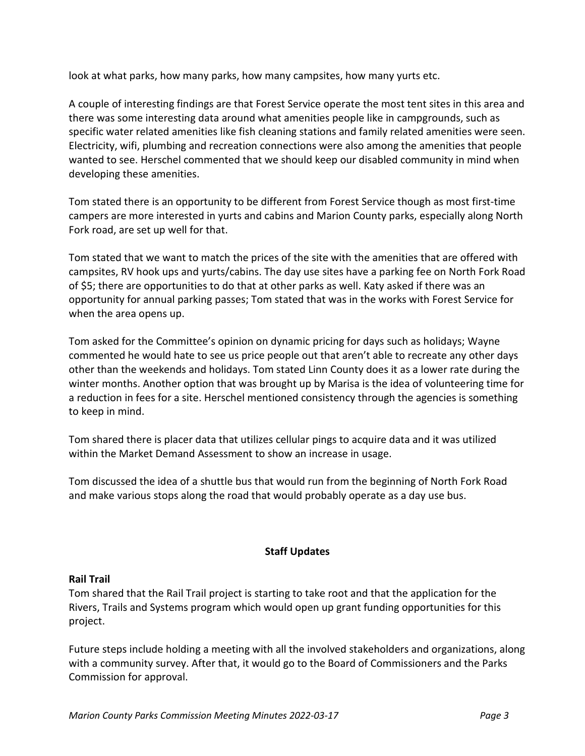look at what parks, how many parks, how many campsites, how many yurts etc.

A couple of interesting findings are that Forest Service operate the most tent sites in this area and there was some interesting data around what amenities people like in campgrounds, such as specific water related amenities like fish cleaning stations and family related amenities were seen. Electricity, wifi, plumbing and recreation connections were also among the amenities that people wanted to see. Herschel commented that we should keep our disabled community in mind when developing these amenities.

Tom stated there is an opportunity to be different from Forest Service though as most first-time campers are more interested in yurts and cabins and Marion County parks, especially along North Fork road, are set up well for that.

Tom stated that we want to match the prices of the site with the amenities that are offered with campsites, RV hook ups and yurts/cabins. The day use sites have a parking fee on North Fork Road of $5; there are opportunities to do that at other parks as well. Katy asked if there was an opportunity for annual parking passes; Tom stated that was in the works with Forest Service for when the area opens up.

Tom asked for the Committee's opinion on dynamic pricing for days such as holidays; Wayne commented he would hate to see us price people out that aren't able to recreate any other days other than the weekends and holidays. Tom stated Linn County does it as a lower rate during the winter months. Another option that was brought up by Marisa is the idea of volunteering time for a reduction in fees for a site. Herschel mentioned consistency through the agencies is something to keep in mind.

Tom shared there is placer data that utilizes cellular pings to acquire data and it was utilized within the Market Demand Assessment to show an increase in usage.

Tom discussed the idea of a shuttle bus that would run from the beginning of North Fork Road and make various stops along the road that would probably operate as a day use bus.

## Staff Updates

**Rail Trail**

Tom shared that the Rail Trail project is starting to take root and that the application for the Rivers, Trails and Systems program which would open up grant funding opportunities for this project.

Future steps include holding a meeting with all the involved stakeholders and organizations, along with a community survey. After that, it would go to the Board of Commissioners and the Parks Commission for approval.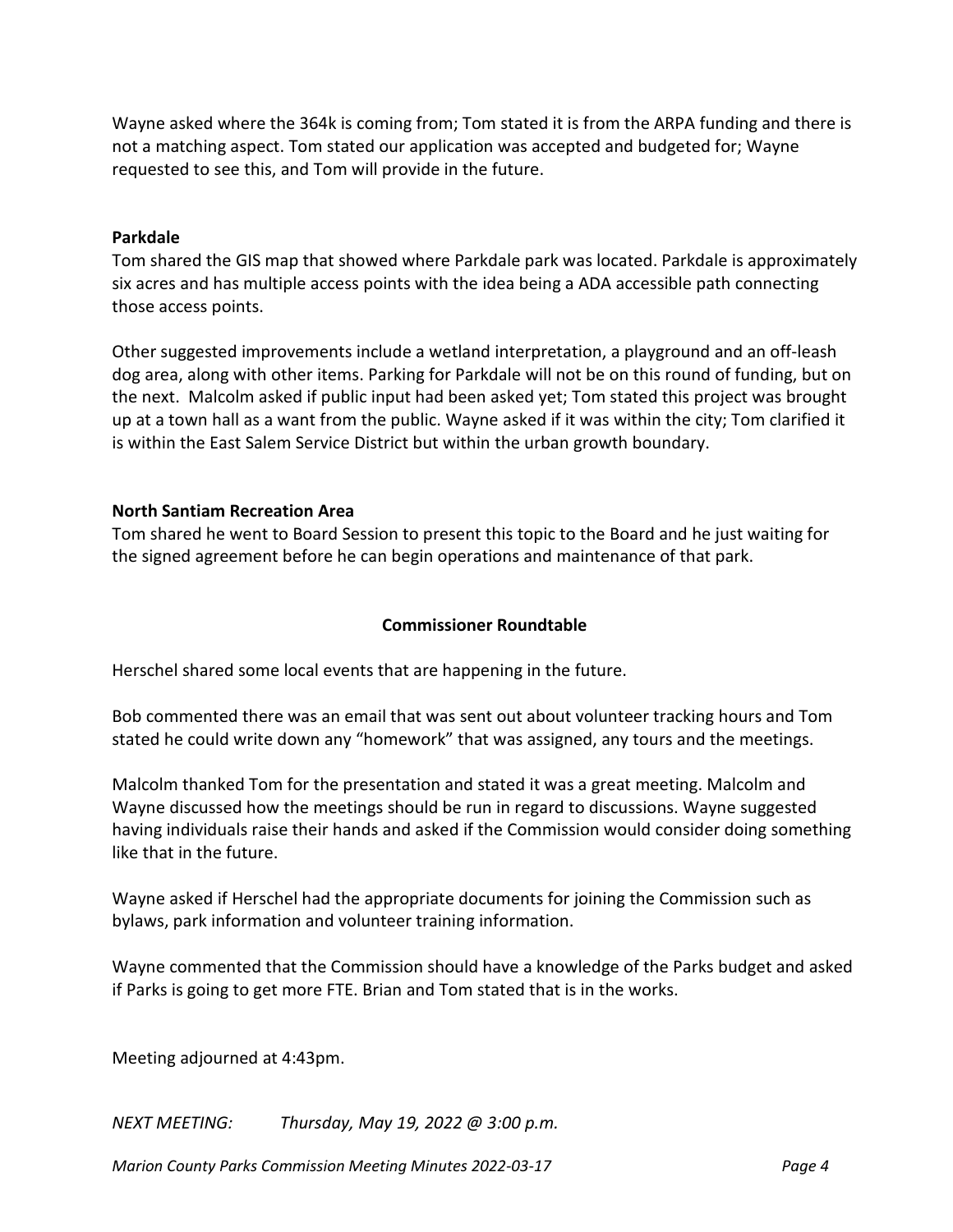Wayne asked where the 364k is coming from; Tom stated it is from the ARPA funding and there is not a matching aspect. Tom stated our application was accepted and budgeted for; Wayne requested to see this, and Tom will provide in the future.

**Parkdale**

Tom shared the GIS map that showed where Parkdale park was located. Parkdale is approximately six acres and has multiple access points with the idea being a ADA accessible path connecting those access points.

Other suggested improvements include a wetland interpretation, a playground and an off-leash dog area, along with other items. Parking for Parkdale will not be on this round of funding, but on the next. Malcolm asked if public input had been asked yet; Tom stated this project was brought up at a town hall as a want from the public. Wayne asked if it was within the city; Tom clarified it is within the East Salem Service District but within the urban growth boundary.

**North Santiam Recreation Area**

Tom shared he went to Board Session to present this topic to the Board and he just waiting for the signed agreement before he can begin operations and maintenance of that park.

**Commissioner Roundtable**

Herschel shared some local events that are happening in the future.

Bob commented there was an email that was sent out about volunteer tracking hours and Tom stated he could write down any "homework" that was assigned, any tours and the meetings.

Malcolm thanked Tom for the presentation and stated it was a great meeting. Malcolm and Wayne discussed how the meetings should be run in regard to discussions. Wayne suggested having individuals raise their hands and asked if the Commission would consider doing something like that in the future.

Wayne asked if Herschel had the appropriate documents for joining the Commission such as bylaws, park information and volunteer training information.

Wayne commented that the Commission should have a knowledge of the Parks budget and asked if Parks is going to get more FTE. Brian and Tom stated that is in the works.

Meeting adjourned at 4:43pm.

*NEXT MEETING: Thursday, May 19, 2022 @ 3:00 p.m.*